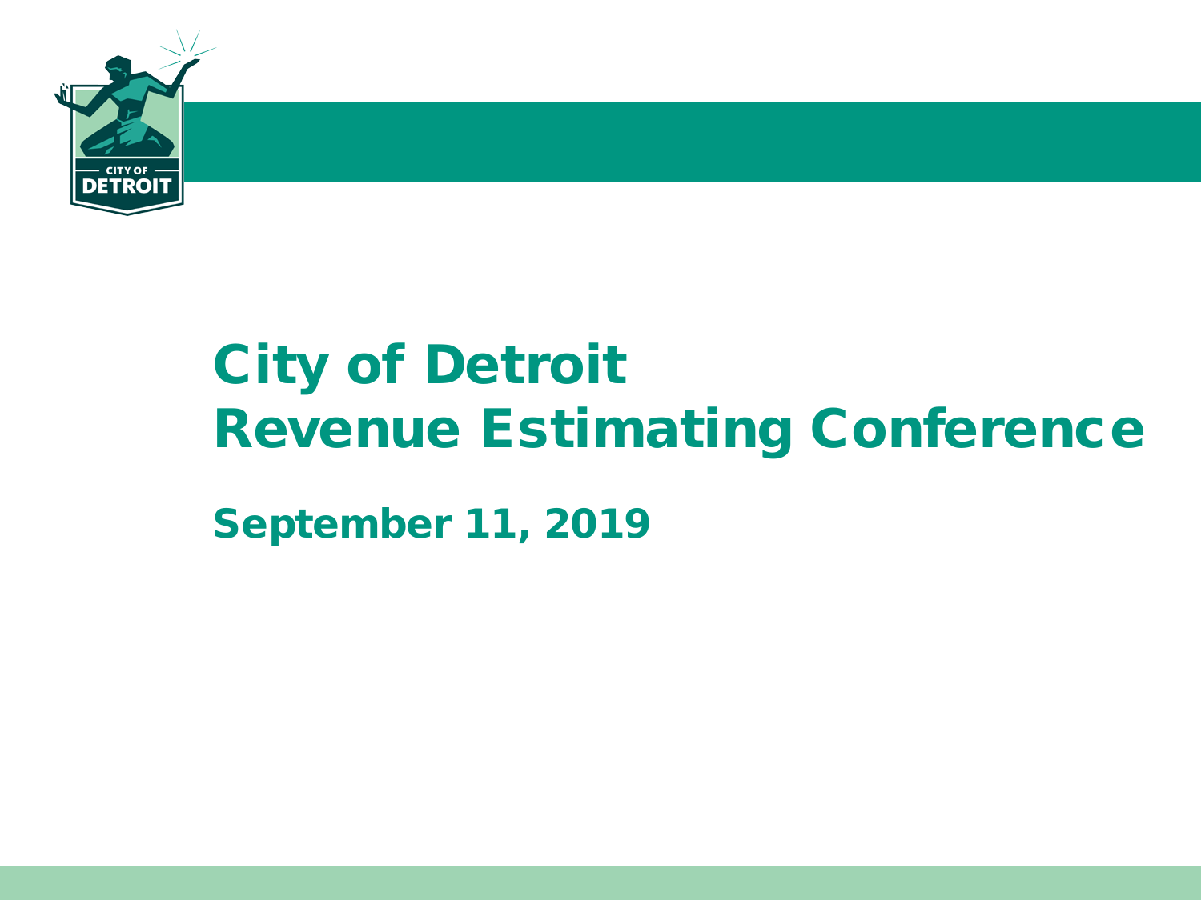# City of Detroit
# Revenue Estimating Conference

## September 11, 2019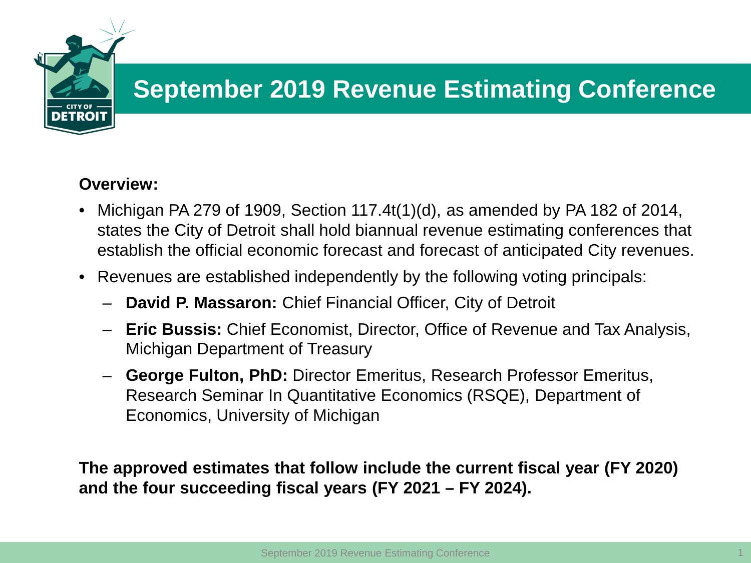# September 2019 Revenue Estimating Conference

**Overview:**

- Michigan PA 279 of 1909, Section 117.4t(1)(d), as amended by PA 182 of 2014, states the City of Detroit shall hold biannual revenue estimating conferences that establish the official economic forecast and forecast of anticipated City revenues.
- Revenues are established independently by the following voting principals:
  - **David P. Massaron:** Chief Financial Officer, City of Detroit
  - **Eric Bussis:** Chief Economist, Director, Office of Revenue and Tax Analysis, Michigan Department of Treasury
  - **George Fulton, PhD:** Director Emeritus, Research Professor Emeritus, Research Seminar In Quantitative Economics (RSQE), Department of Economics, University of Michigan

**The approved estimates that follow include the current fiscal year (FY 2020) and the four succeeding fiscal years (FY 2021 – FY 2024).**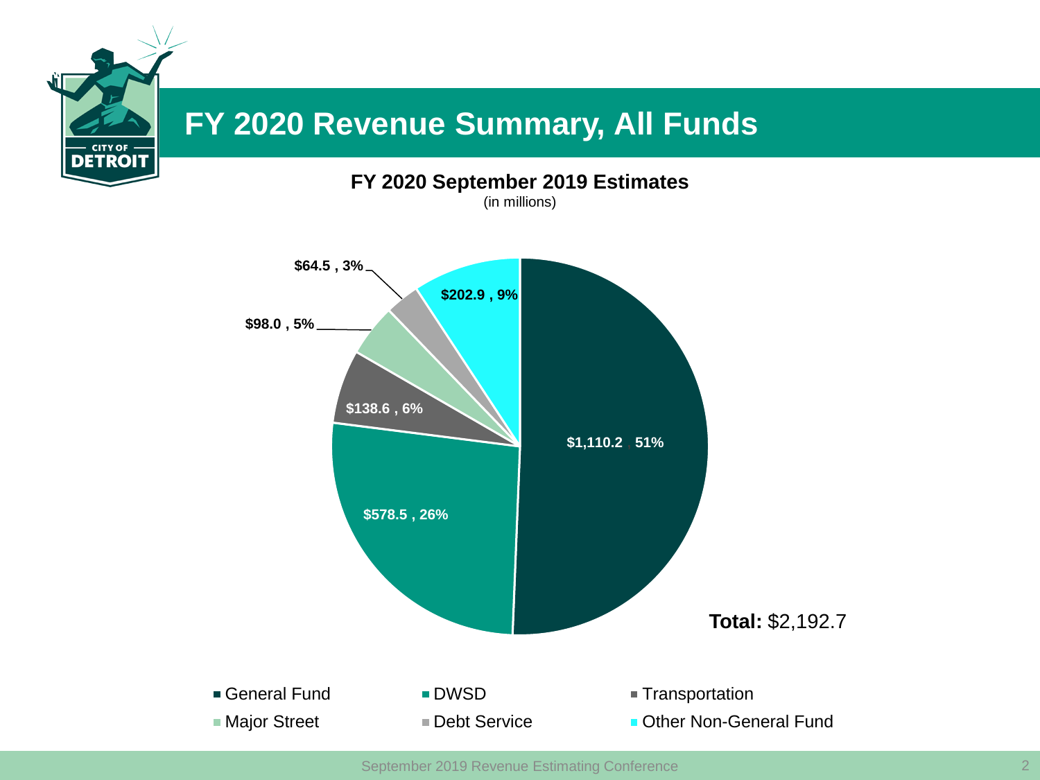# FY 2020 Revenue Summary, All Funds

**FY 2020 September 2019 Estimates**

(in millions)

| Fund | Amount | Share |
| --- | --- | --- |
| General Fund | $1,110.2 | 51% |
| DWSD | $578.5 | 26% |
| Transportation | $138.6 | 6% |
| Major Street | $98.0 | 5% |
| Debt Service | $64.5 | 3% |
| Other Non-General Fund | $202.9 | 9% |

**Total:** $2,192.7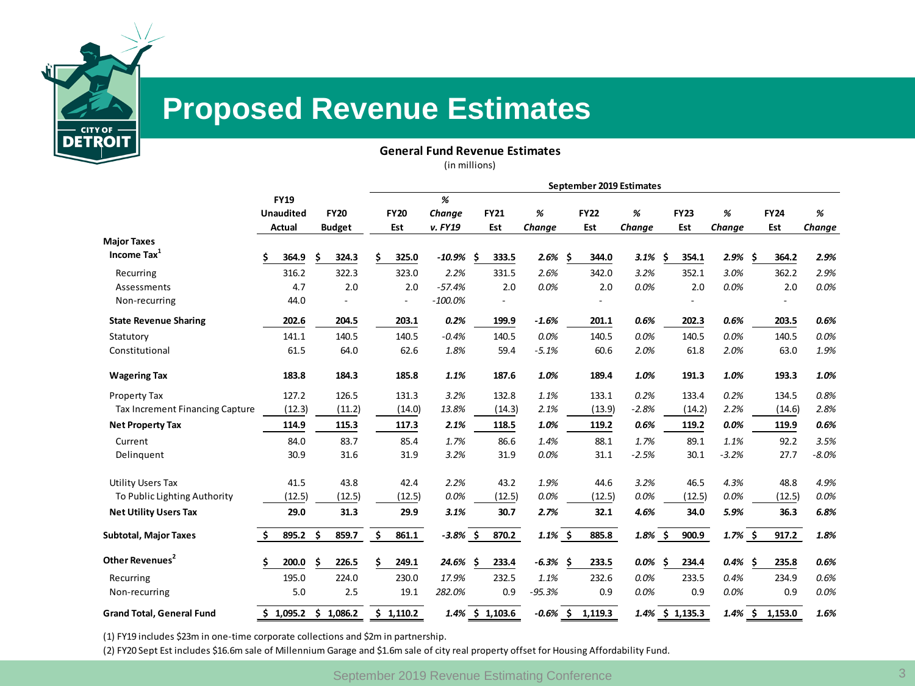# Proposed Revenue Estimates

**General Fund Revenue Estimates**

(in millions)

| | FY19 Unaudited Actual | FY20 Budget | FY20 Est | % Change v. FY19 | FY21 Est | % Change | FY22 Est | % Change | FY23 Est | % Change | FY24 Est | % Change |
|---|---|---|---|---|---|---|---|---|---|---|---|---|
| | | | September 2019 Estimates | | | | | | | | | |
| **Major Taxes** | | | | | | | | | | | | |
| **Income Tax**[1] | **$ 364.9** | **$ 324.3** | **$ 325.0** | ***-10.9%*** | **$ 333.5** | ***2.6%*** | **$ 344.0** | ***3.1%*** | **$ 354.1** | ***2.9%*** | **$ 364.2** | ***2.9%*** |
| Recurring | 316.2 | 322.3 | 323.0 | *2.2%* | 331.5 | *2.6%* | 342.0 | *3.2%* | 352.1 | *3.0%* | 362.2 | *2.9%* |
| Assessments | 4.7 | 2.0 | 2.0 | *-57.4%* | 2.0 | *0.0%* | 2.0 | *0.0%* | 2.0 | *0.0%* | 2.0 | *0.0%* |
| Non-recurring | 44.0 | - | - | *-100.0%* | - | | - | | - | | - | |
| **State Revenue Sharing** | **202.6** | **204.5** | **203.1** | ***0.2%*** | **199.9** | ***-1.6%*** | **201.1** | ***0.6%*** | **202.3** | ***0.6%*** | **203.5** | ***0.6%*** |
| Statutory | 141.1 | 140.5 | 140.5 | *-0.4%* | 140.5 | *0.0%* | 140.5 | *0.0%* | 140.5 | *0.0%* | 140.5 | *0.0%* |
| Constitutional | 61.5 | 64.0 | 62.6 | *1.8%* | 59.4 | *-5.1%* | 60.6 | *2.0%* | 61.8 | *2.0%* | 63.0 | *1.9%* |
| **Wagering Tax** | **183.8** | **184.3** | **185.8** | ***1.1%*** | **187.6** | ***1.0%*** | **189.4** | ***1.0%*** | **191.3** | ***1.0%*** | **193.3** | ***1.0%*** |
| Property Tax | 127.2 | 126.5 | 131.3 | *3.2%* | 132.8 | *1.1%* | 133.1 | *0.2%* | 133.4 | *0.2%* | 134.5 | *0.8%* |
| Tax Increment Financing Capture | (12.3) | (11.2) | (14.0) | *13.8%* | (14.3) | *2.1%* | (13.9) | *-2.8%* | (14.2) | *2.2%* | (14.6) | *2.8%* |
| **Net Property Tax** | **114.9** | **115.3** | **117.3** | ***2.1%*** | **118.5** | ***1.0%*** | **119.2** | ***0.6%*** | **119.2** | ***0.0%*** | **119.9** | ***0.6%*** |
| Current | 84.0 | 83.7 | 85.4 | *1.7%* | 86.6 | *1.4%* | 88.1 | *1.7%* | 89.1 | *1.1%* | 92.2 | *3.5%* |
| Delinquent | 30.9 | 31.6 | 31.9 | *3.2%* | 31.9 | *0.0%* | 31.1 | *-2.5%* | 30.1 | *-3.2%* | 27.7 | *-8.0%* |
| Utility Users Tax | 41.5 | 43.8 | 42.4 | *2.2%* | 43.2 | *1.9%* | 44.6 | *3.2%* | 46.5 | *4.3%* | 48.8 | *4.9%* |
| To Public Lighting Authority | (12.5) | (12.5) | (12.5) | *0.0%* | (12.5) | *0.0%* | (12.5) | *0.0%* | (12.5) | *0.0%* | (12.5) | *0.0%* |
| **Net Utility Users Tax** | **29.0** | **31.3** | **29.9** | ***3.1%*** | **30.7** | ***2.7%*** | **32.1** | ***4.6%*** | **34.0** | ***5.9%*** | **36.3** | ***6.8%*** |
| **Subtotal, Major Taxes** | **$ 895.2** | **$ 859.7** | **$ 861.1** | ***-3.8%*** | **$ 870.2** | ***1.1%*** | **$ 885.8** | ***1.8%*** | **$ 900.9** | ***1.7%*** | **$ 917.2** | ***1.8%*** |
| **Other Revenues**[2] | **$ 200.0** | **$ 226.5** | **$ 249.1** | ***24.6%*** | **$ 233.4** | ***-6.3%*** | **$ 233.5** | ***0.0%*** | **$ 234.4** | ***0.4%*** | **$ 235.8** | ***0.6%*** |
| Recurring | 195.0 | 224.0 | 230.0 | *17.9%* | 232.5 | *1.1%* | 232.6 | *0.0%* | 233.5 | *0.4%* | 234.9 | *0.6%* |
| Non-recurring | 5.0 | 2.5 | 19.1 | *282.0%* | 0.9 | *-95.3%* | 0.9 | *0.0%* | 0.9 | *0.0%* | 0.9 | *0.0%* |
| **Grand Total, General Fund** | **$ 1,095.2** | **$ 1,086.2** | **$ 1,110.2** | ***1.4%*** | **$ 1,103.6** | ***-0.6%*** | **$ 1,119.3** | ***1.4%*** | **$ 1,135.3** | ***1.4%*** | **$ 1,153.0** | ***1.6%*** |

(1) FY19 includes $23m in one-time corporate collections and $2m in partnership.

(2) FY20 Sept Est includes $16.6m sale of Millennium Garage and $1.6m sale of city real property offset for Housing Affordability Fund.

September 2019 Revenue Estimating Conference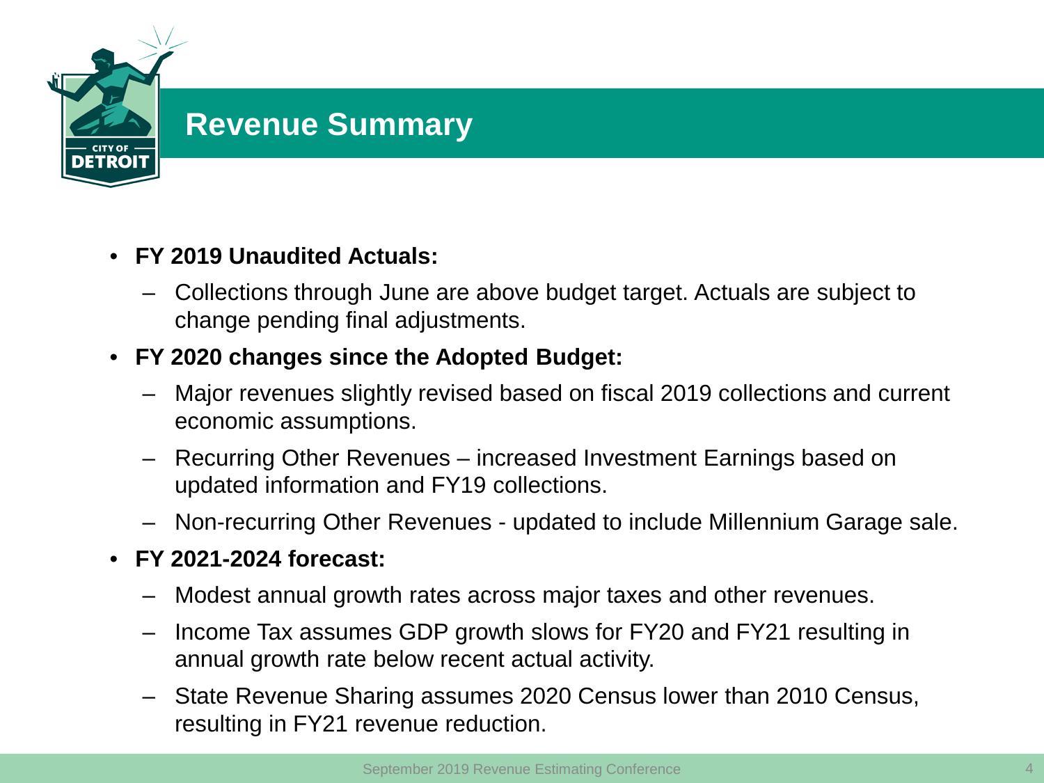# Revenue Summary

- **FY 2019 Unaudited Actuals:**
  - Collections through June are above budget target. Actuals are subject to change pending final adjustments.
- **FY 2020 changes since the Adopted Budget:**
  - Major revenues slightly revised based on fiscal 2019 collections and current economic assumptions.
  - Recurring Other Revenues – increased Investment Earnings based on updated information and FY19 collections.
  - Non-recurring Other Revenues - updated to include Millennium Garage sale.
- **FY 2021-2024 forecast:**
  - Modest annual growth rates across major taxes and other revenues.
  - Income Tax assumes GDP growth slows for FY20 and FY21 resulting in annual growth rate below recent actual activity.
  - State Revenue Sharing assumes 2020 Census lower than 2010 Census, resulting in FY21 revenue reduction.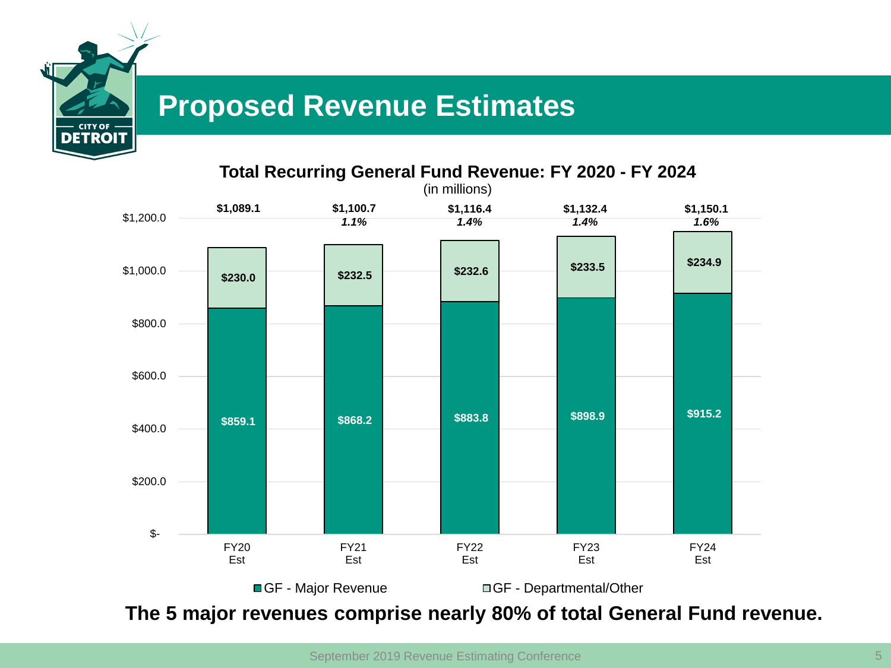# Proposed Revenue Estimates

**Total Recurring General Fund Revenue: FY 2020 - FY 2024**

(in millions)

| | FY20 Est | FY21 Est | FY22 Est | FY23 Est | FY24 Est |
|---|---|---|---|---|---|
| GF - Major Revenue | $859.1 | $868.2 | $883.8 | $898.9 | $915.2 |
| GF - Departmental/Other | $230.0 | $232.5 | $232.6 | $233.5 | $234.9 |
| Total | $1,089.1 | $1,100.7 | $1,116.4 | $1,132.4 | $1,150.1 |
| Growth | | *1.1%* | *1.4%* | *1.4%* | *1.6%* |

**The 5 major revenues comprise nearly 80% of total General Fund revenue.**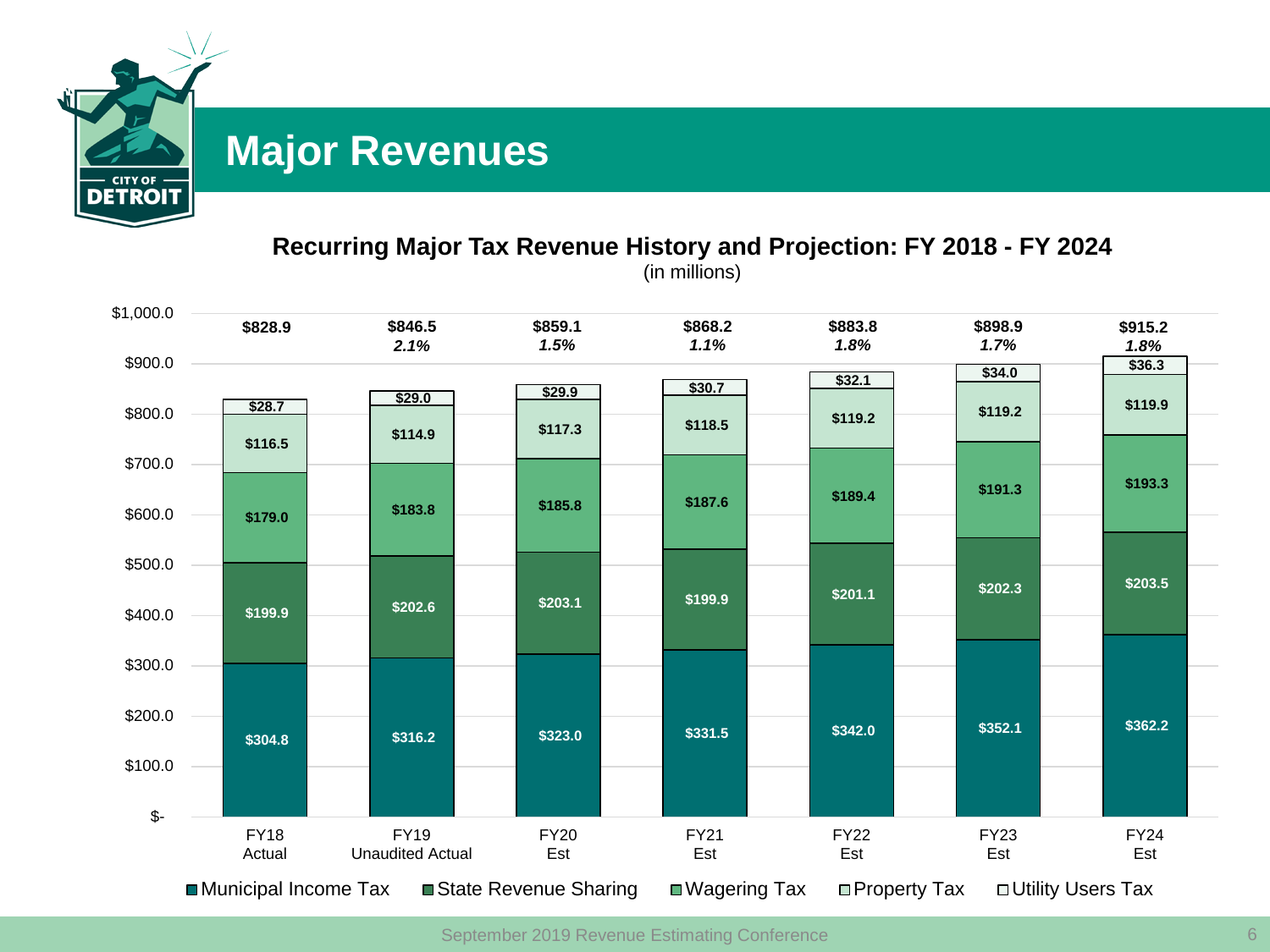# Major Revenues

**Recurring Major Tax Revenue History and Projection: FY 2018 - FY 2024**

(in millions)

| | FY18 Actual | FY19 Unaudited Actual | FY20 Est | FY21 Est | FY22 Est | FY23 Est | FY24 Est |
|---|---|---|---|---|---|---|---|
| Municipal Income Tax | $304.8 | $316.2 | $323.0 | $331.5 | $342.0 | $352.1 | $362.2 |
| State Revenue Sharing | $199.9 | $202.6 | $203.1 | $199.9 | $201.1 | $202.3 | $203.5 |
| Wagering Tax | $179.0 | $183.8 | $185.8 | $187.6 | $189.4 | $191.3 | $193.3 |
| Property Tax | $116.5 | $114.9 | $117.3 | $118.5 | $119.2 | $119.2 | $119.9 |
| Utility Users Tax | $28.7 | $29.0 | $29.9 | $30.7 | $32.1 | $34.0 | $36.3 |
| **Total** | **$828.9** | **$846.5** | **$859.1** | **$868.2** | **$883.8** | **$898.9** | **$915.2** |
| Growth | | *2.1%* | *1.5%* | *1.1%* | *1.8%* | *1.7%* | *1.8%* |

September 2019 Revenue Estimating Conference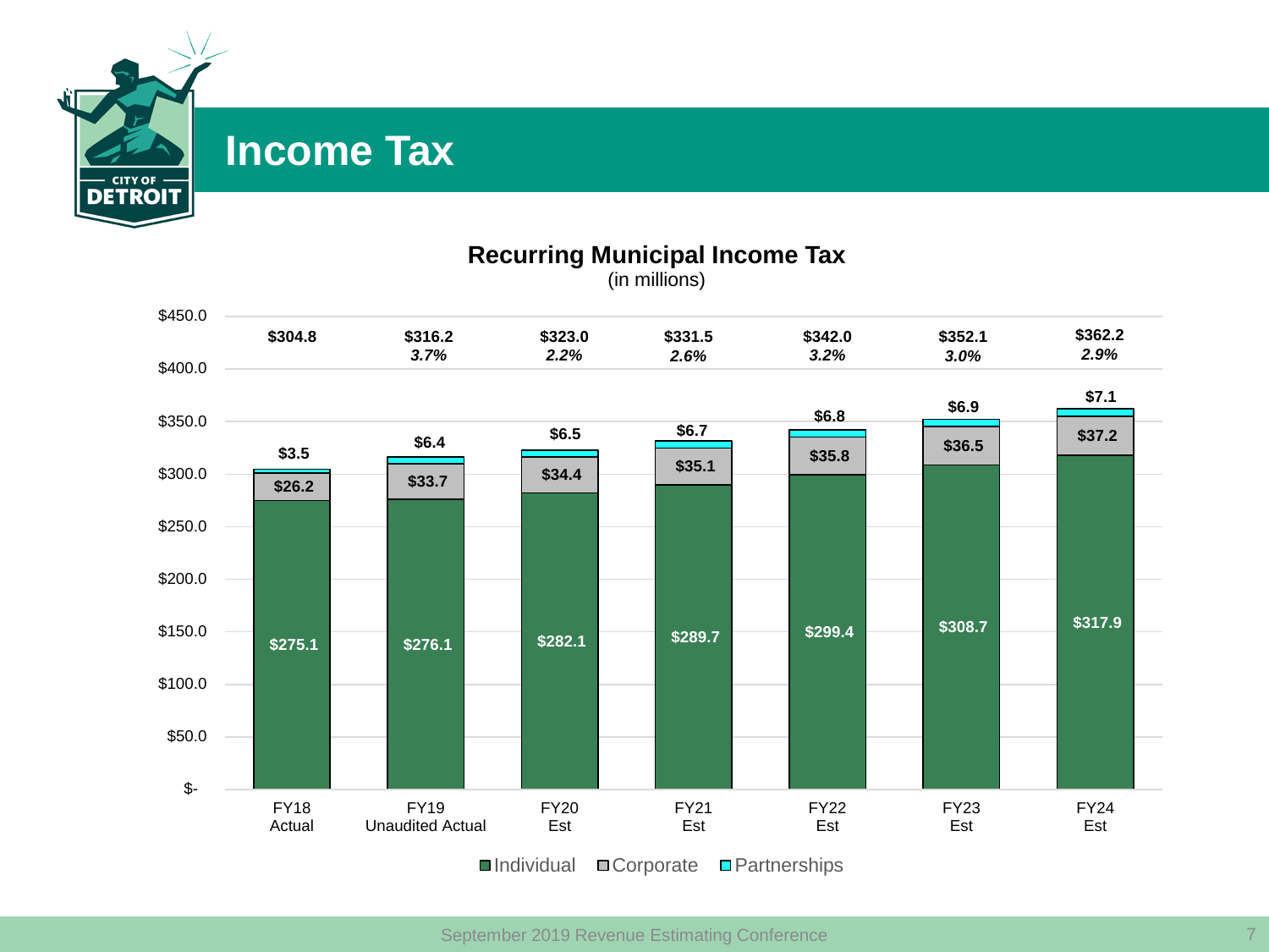# Income Tax

**Recurring Municipal Income Tax**
(in millions)

| | FY18 Actual | FY19 Unaudited Actual | FY20 Est | FY21 Est | FY22 Est | FY23 Est | FY24 Est |
|---|---|---|---|---|---|---|---|
| Individual | $275.1 | $276.1 | $282.1 | $289.7 | $299.4 | $308.7 | $317.9 |
| Corporate | $26.2 | $33.7 | $34.4 | $35.1 | $35.8 | $36.5 | $37.2 |
| Partnerships | $3.5 | $6.4 | $6.5 | $6.7 | $6.8 | $6.9 | $7.1 |
| Total | $304.8 | $316.2 | $323.0 | $331.5 | $342.0 | $352.1 | $362.2 |
| Growth | | *3.7%* | *2.2%* | *2.6%* | *3.2%* | *3.0%* | *2.9%* |

September 2019 Revenue Estimating Conference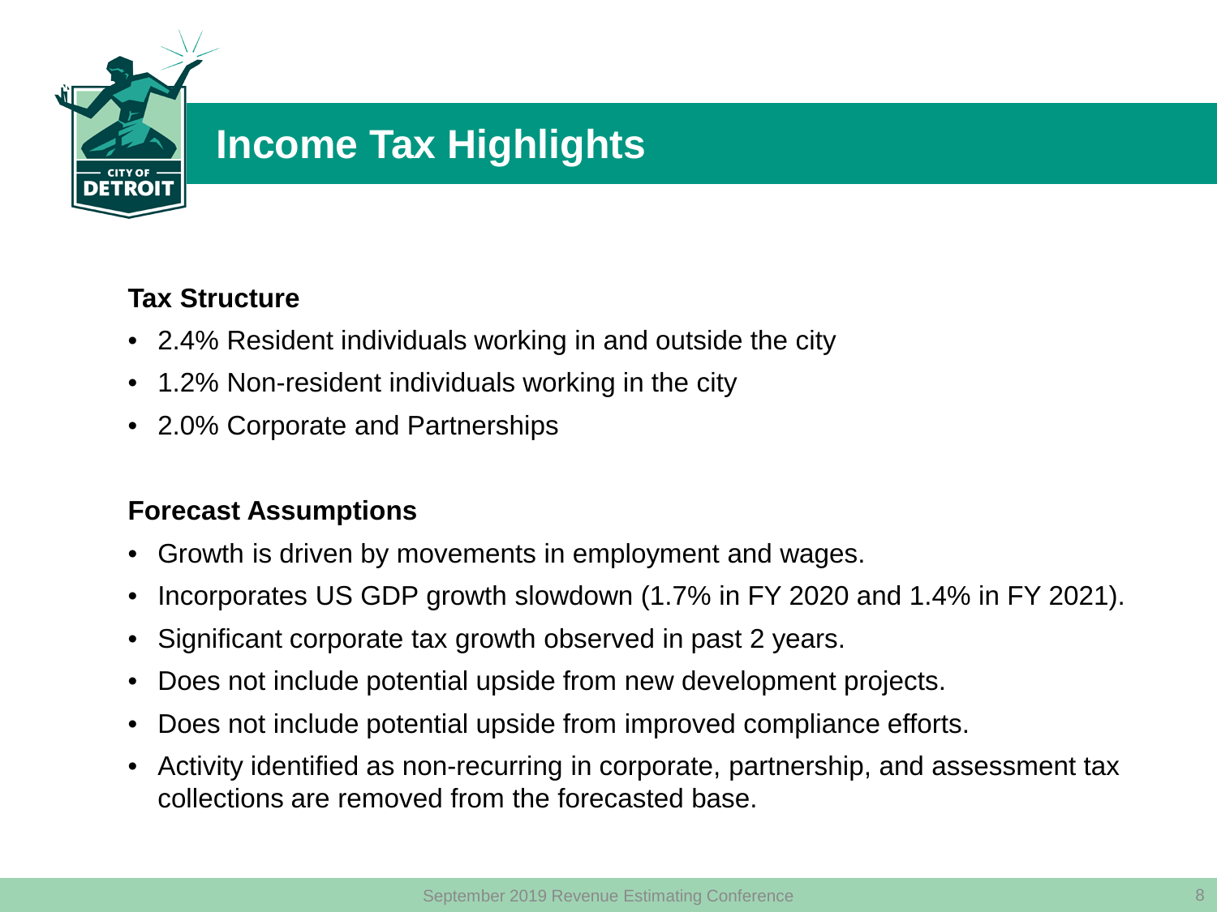# Income Tax Highlights

**Tax Structure**

- 2.4% Resident individuals working in and outside the city
- 1.2% Non-resident individuals working in the city
- 2.0% Corporate and Partnerships

**Forecast Assumptions**

- Growth is driven by movements in employment and wages.
- Incorporates US GDP growth slowdown (1.7% in FY 2020 and 1.4% in FY 2021).
- Significant corporate tax growth observed in past 2 years.
- Does not include potential upside from new development projects.
- Does not include potential upside from improved compliance efforts.
- Activity identified as non-recurring in corporate, partnership, and assessment tax collections are removed from the forecasted base.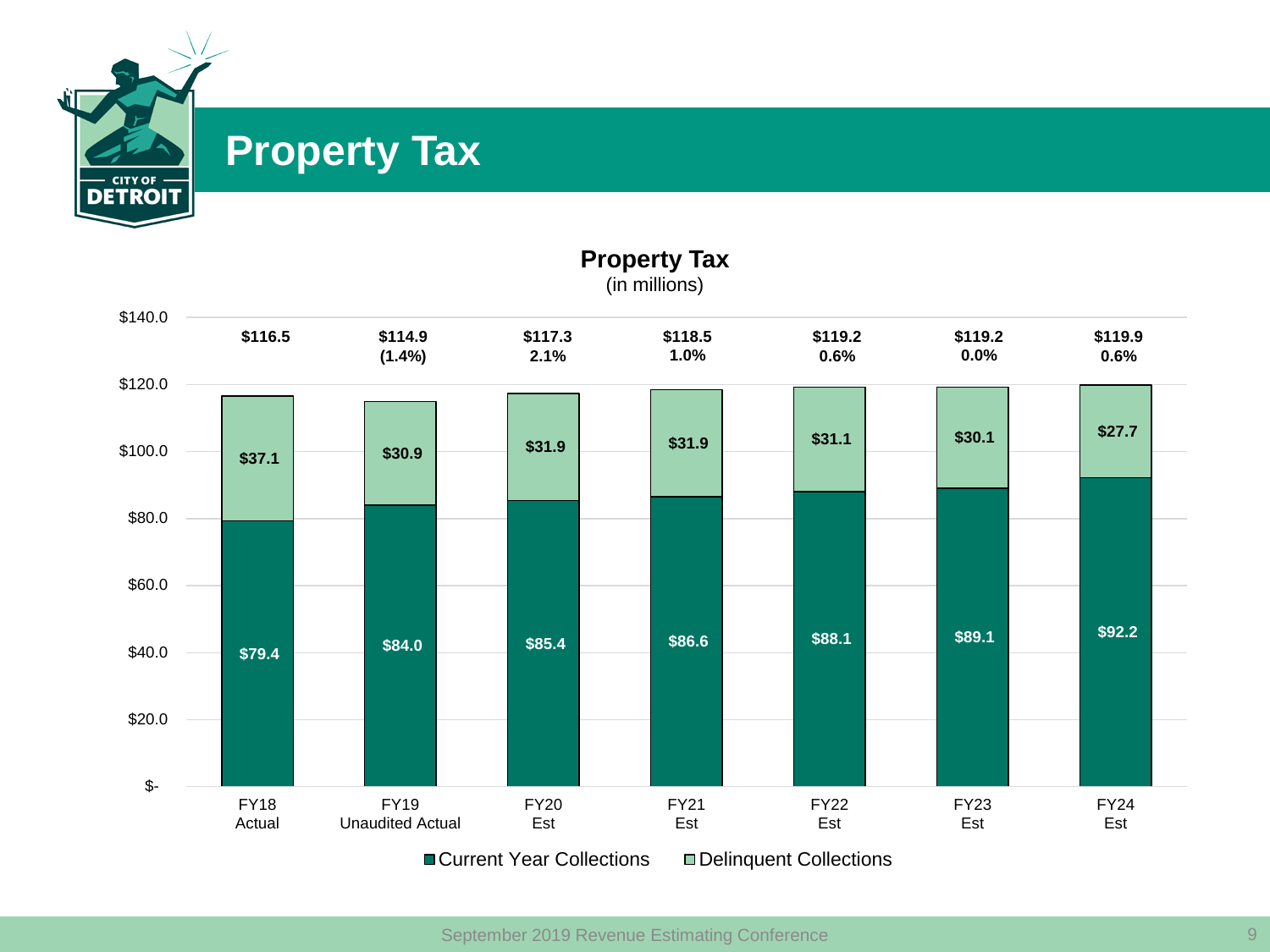# Property Tax

**Property Tax**
(in millions)

| | FY18 Actual | FY19 Unaudited Actual | FY20 Est | FY21 Est | FY22 Est | FY23 Est | FY24 Est |
|---|---|---|---|---|---|---|---|
| Current Year Collections | $79.4 | $84.0 | $85.4 | $86.6 | $88.1 | $89.1 | $92.2 |
| Delinquent Collections | $37.1 | $30.9 | $31.9 | $31.9 | $31.1 | $30.1 | $27.7 |
| Total | $116.5 | $114.9 | $117.3 | $118.5 | $119.2 | $119.2 | $119.9 |
| % Change | | (1.4%) | 2.1% | 1.0% | 0.6% | 0.0% | 0.6% |

September 2019 Revenue Estimating Conference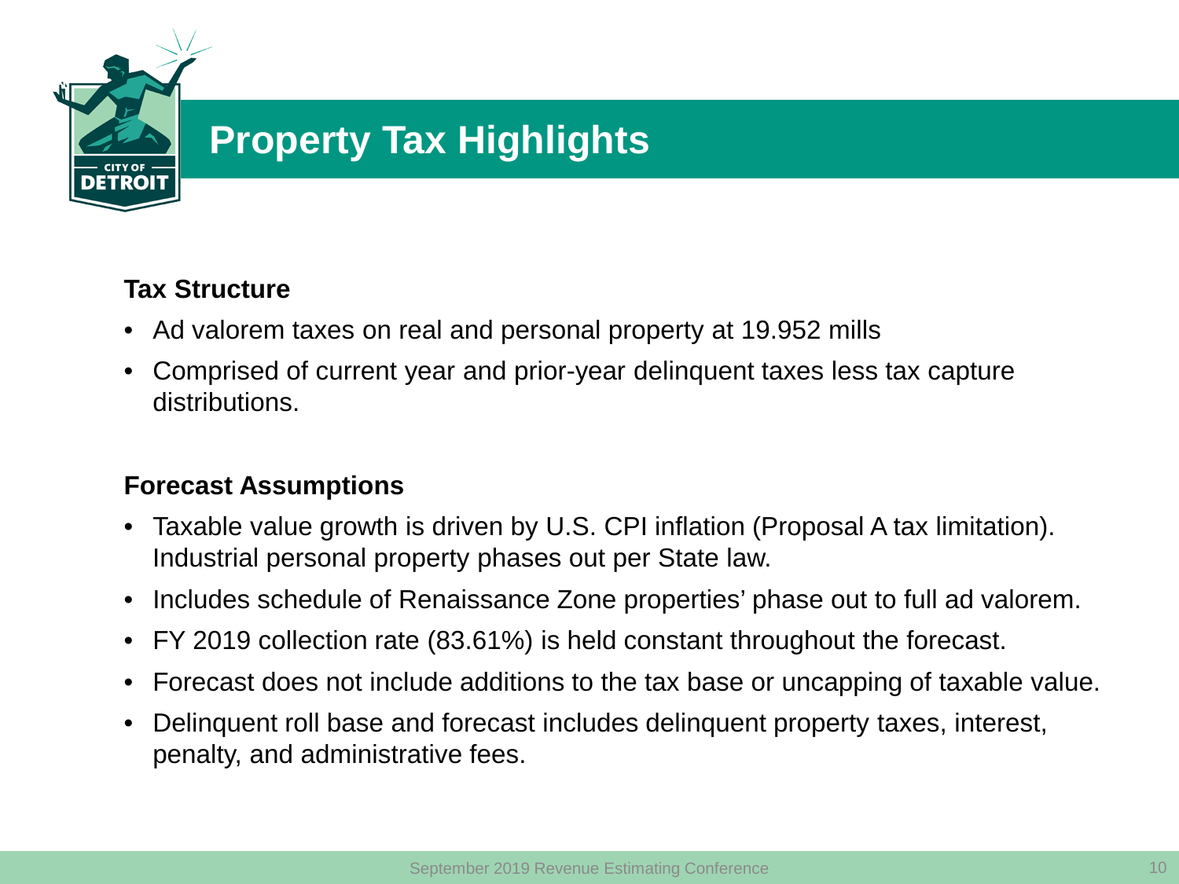# Property Tax Highlights

**Tax Structure**

- Ad valorem taxes on real and personal property at 19.952 mills
- Comprised of current year and prior-year delinquent taxes less tax capture distributions.

**Forecast Assumptions**

- Taxable value growth is driven by U.S. CPI inflation (Proposal A tax limitation). Industrial personal property phases out per State law.
- Includes schedule of Renaissance Zone properties' phase out to full ad valorem.
- FY 2019 collection rate (83.61%) is held constant throughout the forecast.
- Forecast does not include additions to the tax base or uncapping of taxable value.
- Delinquent roll base and forecast includes delinquent property taxes, interest, penalty, and administrative fees.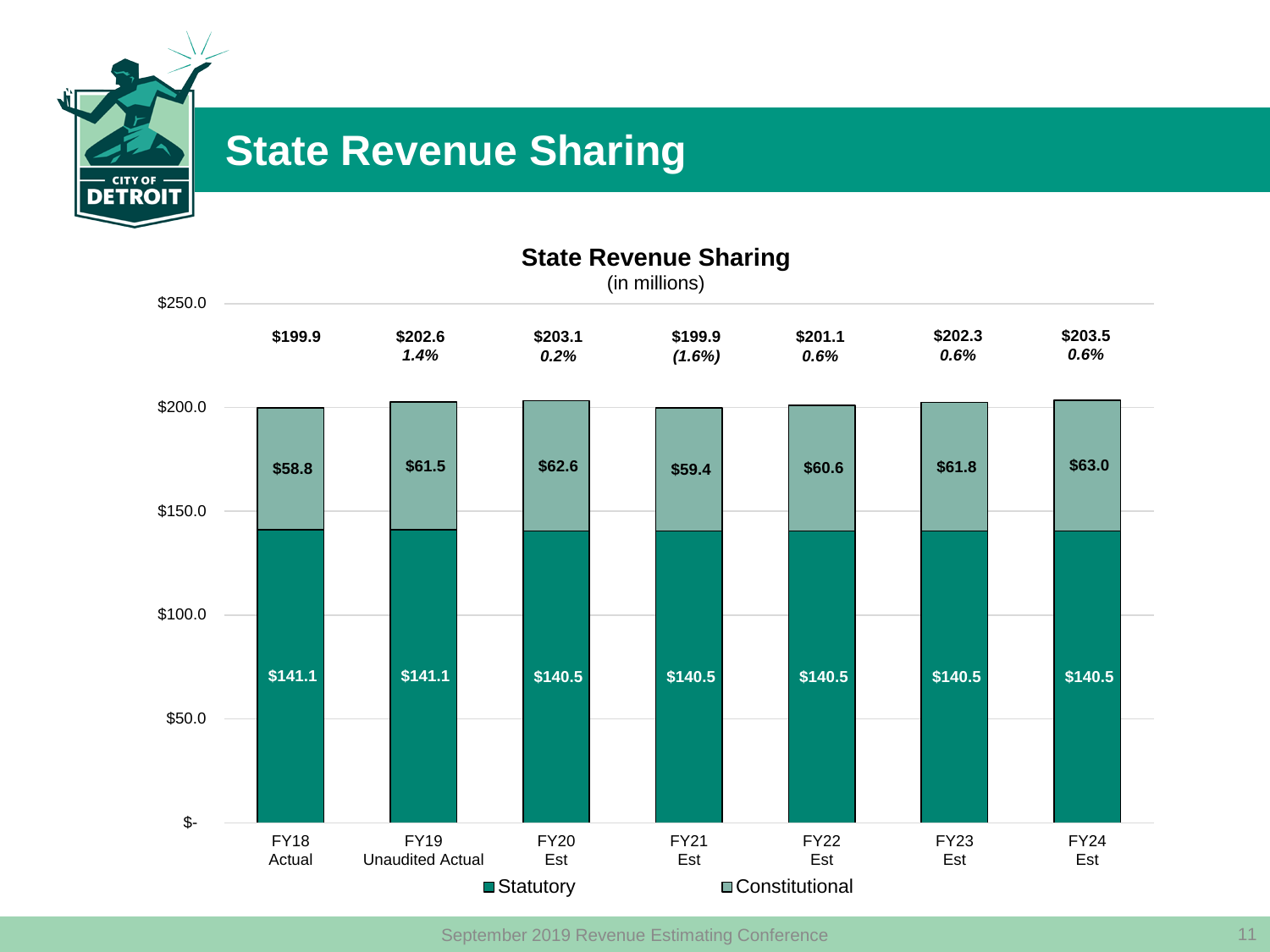# State Revenue Sharing

## State Revenue Sharing

(in millions)

| | FY18 Actual | FY19 Unaudited Actual | FY20 Est | FY21 Est | FY22 Est | FY23 Est | FY24 Est |
|---|---|---|---|---|---|---|---|
| Statutory | $141.1 | $141.1 | $140.5 | $140.5 | $140.5 | $140.5 | $140.5 |
| Constitutional | $58.8 | $61.5 | $62.6 | $59.4 | $60.6 | $61.8 | $63.0 |
| Total | $199.9 | $202.6 | $203.1 | $199.9 | $201.1 | $202.3 | $203.5 |
| % Change | | *1.4%* | *0.2%* | *(1.6%)* | *0.6%* | *0.6%* | *0.6%* |

September 2019 Revenue Estimating Conference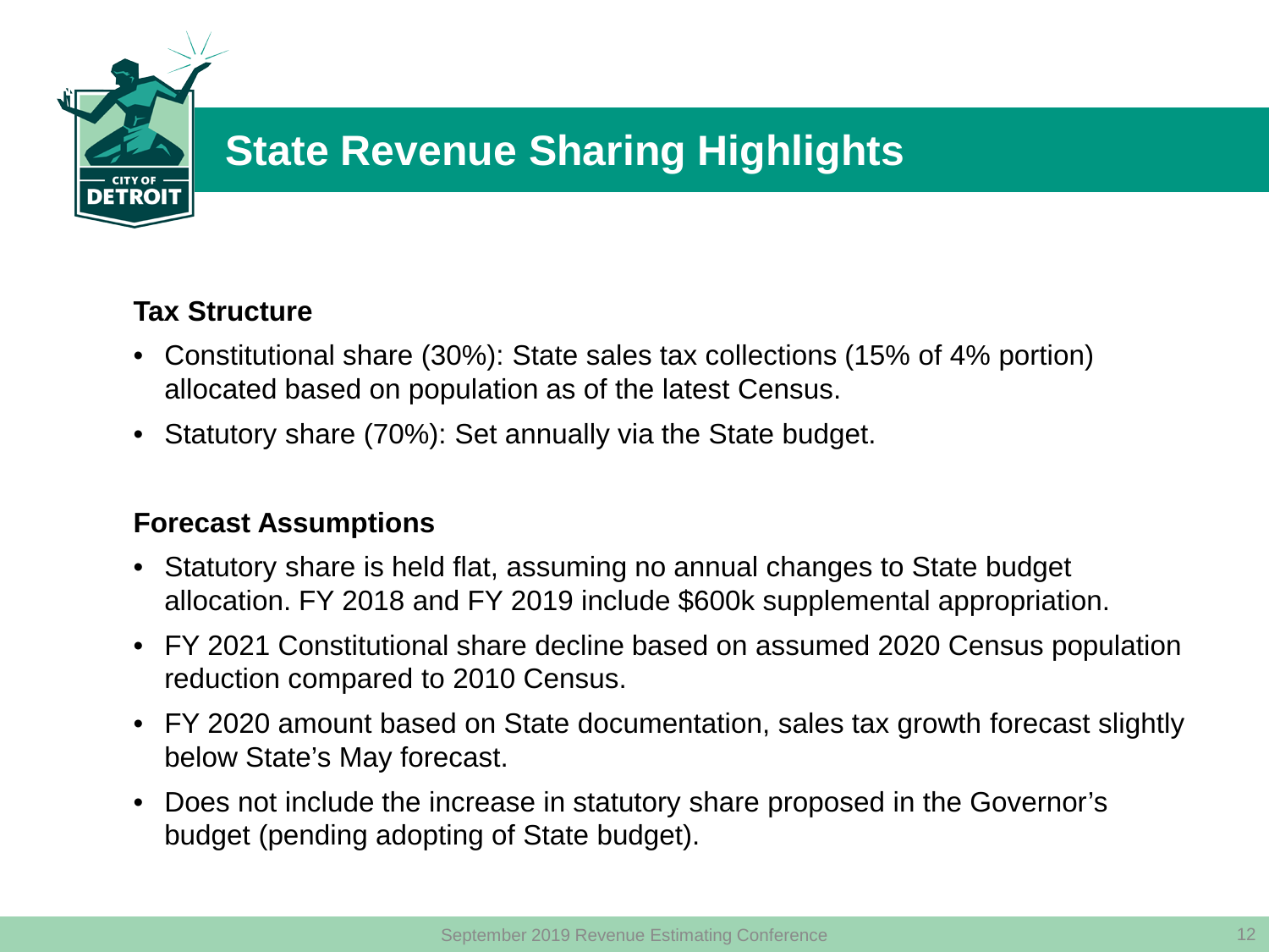# State Revenue Sharing Highlights

**Tax Structure**

- Constitutional share (30%): State sales tax collections (15% of 4% portion) allocated based on population as of the latest Census.
- Statutory share (70%): Set annually via the State budget.

**Forecast Assumptions**

- Statutory share is held flat, assuming no annual changes to State budget allocation. FY 2018 and FY 2019 include $600k supplemental appropriation.
- FY 2021 Constitutional share decline based on assumed 2020 Census population reduction compared to 2010 Census.
- FY 2020 amount based on State documentation, sales tax growth forecast slightly below State's May forecast.
- Does not include the increase in statutory share proposed in the Governor's budget (pending adopting of State budget).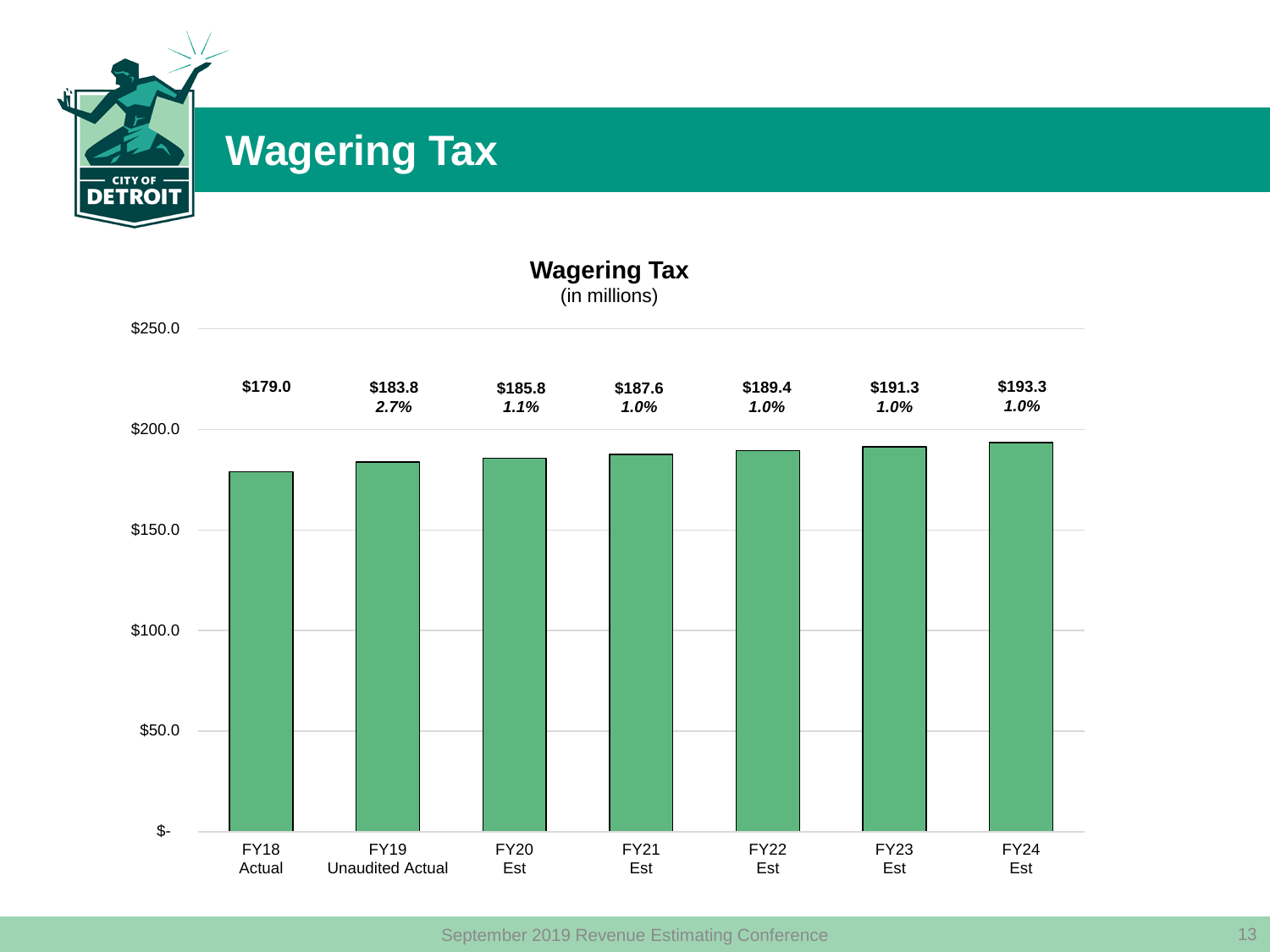# Wagering Tax

## Wagering Tax
(in millions)

| Fiscal Year | Amount | Growth |
| --- | --- | --- |
| FY18 Actual | $179.0 | |
| FY19 Unaudited Actual | $183.8 | *2.7%* |
| FY20 Est | $185.8 | *1.1%* |
| FY21 Est | $187.6 | *1.0%* |
| FY22 Est | $189.4 | *1.0%* |
| FY23 Est | $191.3 | *1.0%* |
| FY24 Est | $193.3 | *1.0%* |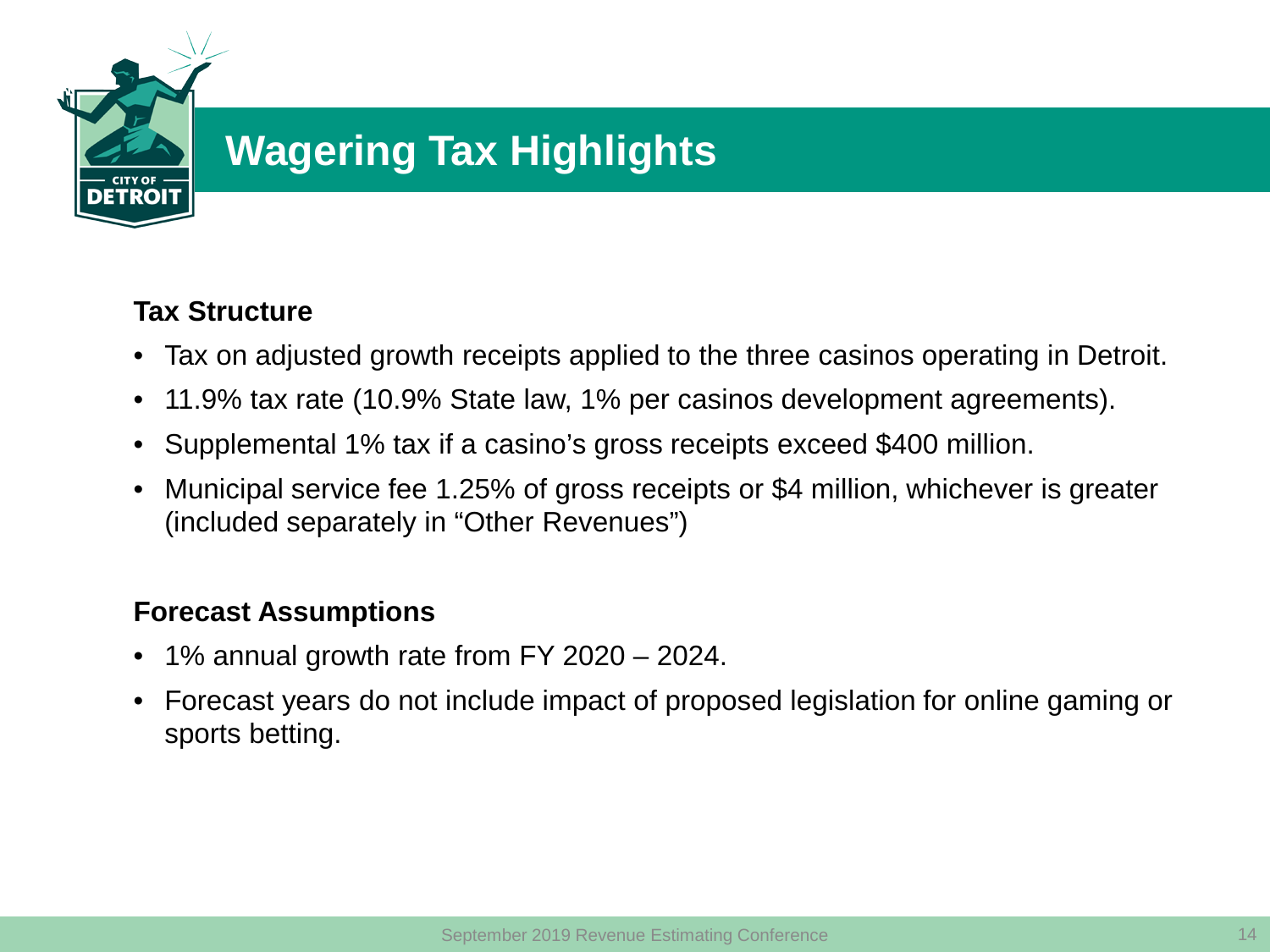# Wagering Tax Highlights

**Tax Structure**

- Tax on adjusted growth receipts applied to the three casinos operating in Detroit.
- 11.9% tax rate (10.9% State law, 1% per casinos development agreements).
- Supplemental 1% tax if a casino's gross receipts exceed $400 million.
- Municipal service fee 1.25% of gross receipts or $4 million, whichever is greater (included separately in "Other Revenues")

**Forecast Assumptions**

- 1% annual growth rate from FY 2020 – 2024.
- Forecast years do not include impact of proposed legislation for online gaming or sports betting.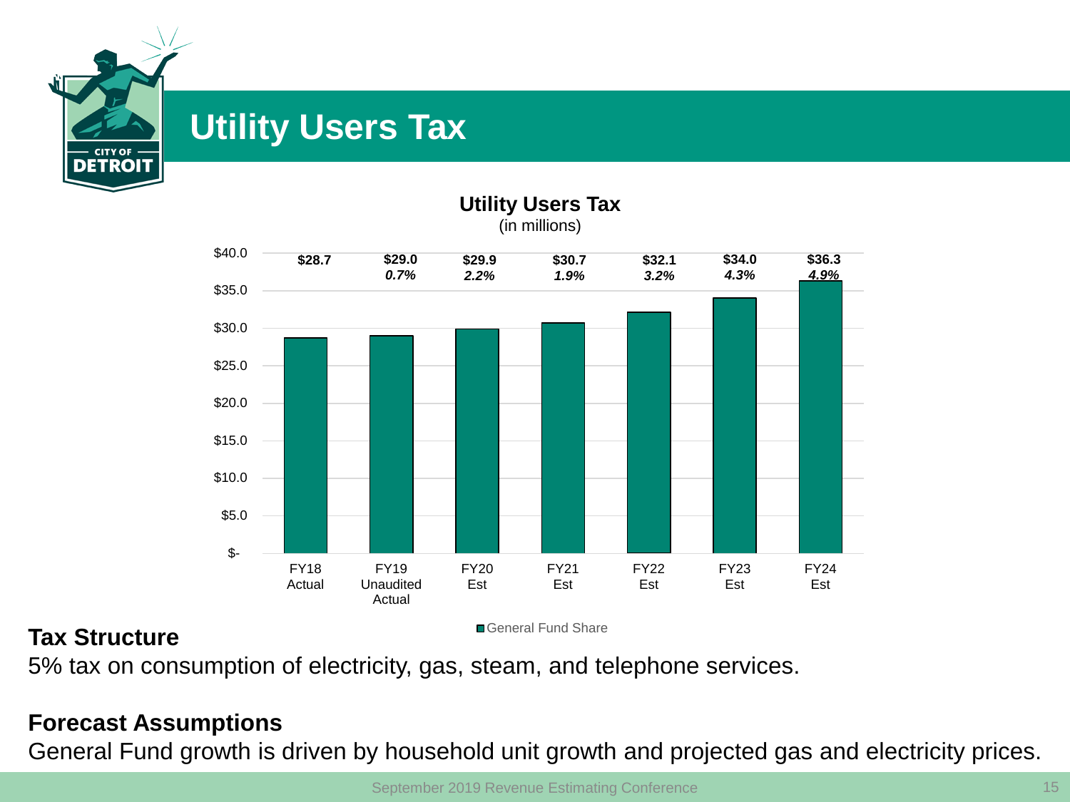# Utility Users Tax

**Utility Users Tax**
(in millions)

| | FY18 Actual | FY19 Unaudited Actual | FY20 Est | FY21 Est | FY22 Est | FY23 Est | FY24 Est |
|---|---|---|---|---|---|---|---|
| General Fund Share | $28.7 | $29.0 | $29.9 | $30.7 | $32.1 | $34.0 | $36.3 |
| Growth | | *0.7%* | *2.2%* | *1.9%* | *3.2%* | *4.3%* | *4.9%* |

**Tax Structure**
5% tax on consumption of electricity, gas, steam, and telephone services.

**Forecast Assumptions**
General Fund growth is driven by household unit growth and projected gas and electricity prices.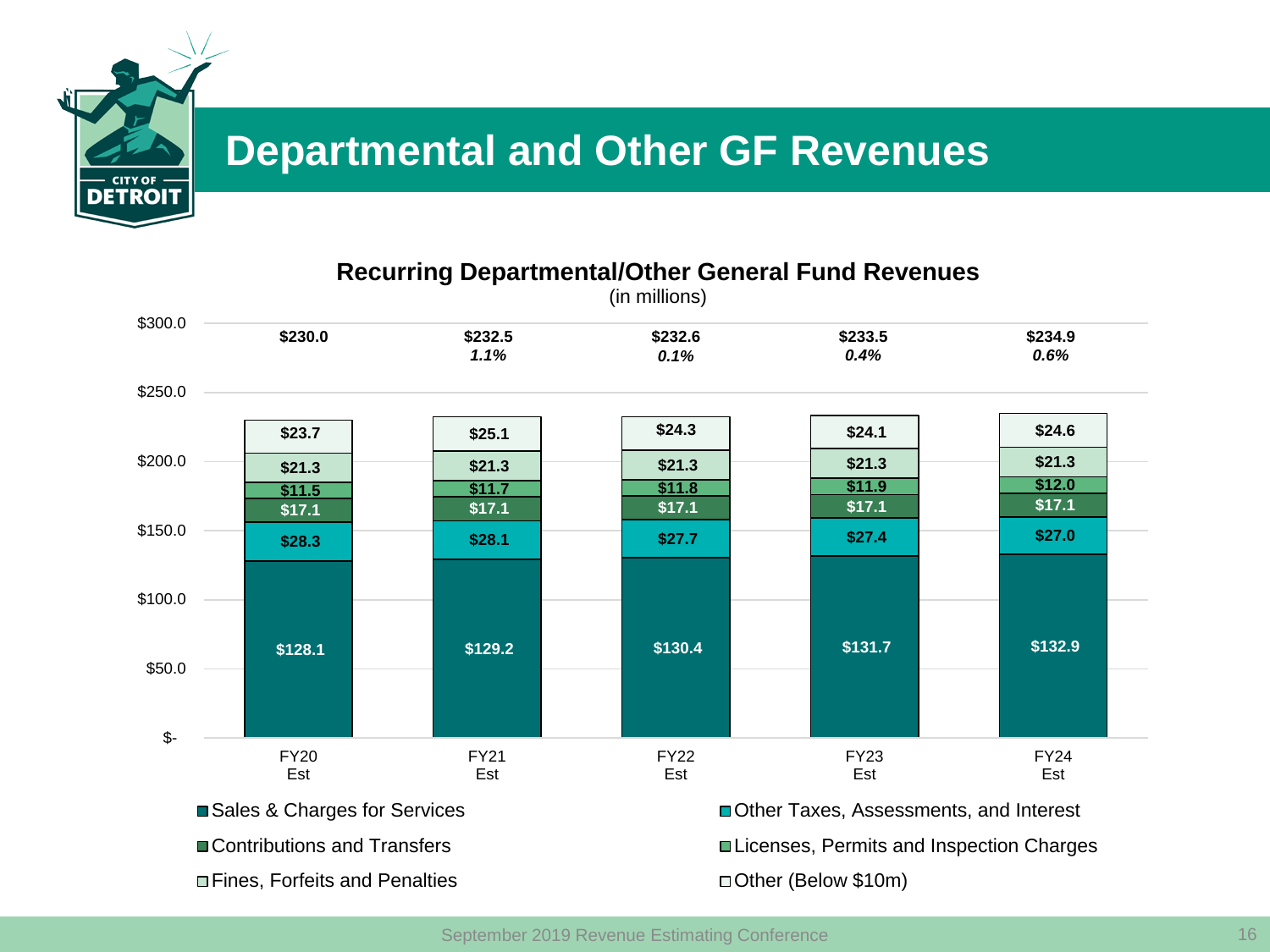# Departmental and Other GF Revenues

**Recurring Departmental/Other General Fund Revenues**

(in millions)

| | FY20 Est | FY21 Est | FY22 Est | FY23 Est | FY24 Est |
|---|---|---|---|---|---|
| Other (Below $10m) | $23.7 | $25.1 | $24.3 | $24.1 | $24.6 |
| Fines, Forfeits and Penalties | $21.3 | $21.3 | $21.3 | $21.3 | $21.3 |
| Licenses, Permits and Inspection Charges | $11.5 | $11.7 | $11.8 | $11.9 | $12.0 |
| Contributions and Transfers | $17.1 | $17.1 | $17.1 | $17.1 | $17.1 |
| Other Taxes, Assessments, and Interest | $28.3 | $28.1 | $27.7 | $27.4 | $27.0 |
| Sales & Charges for Services | $128.1 | $129.2 | $130.4 | $131.7 | $132.9 |
| **Total** | **$230.0** | **$232.5** | **$232.6** | **$233.5** | **$234.9** |
| Growth | | *1.1%* | *0.1%* | *0.4%* | *0.6%* |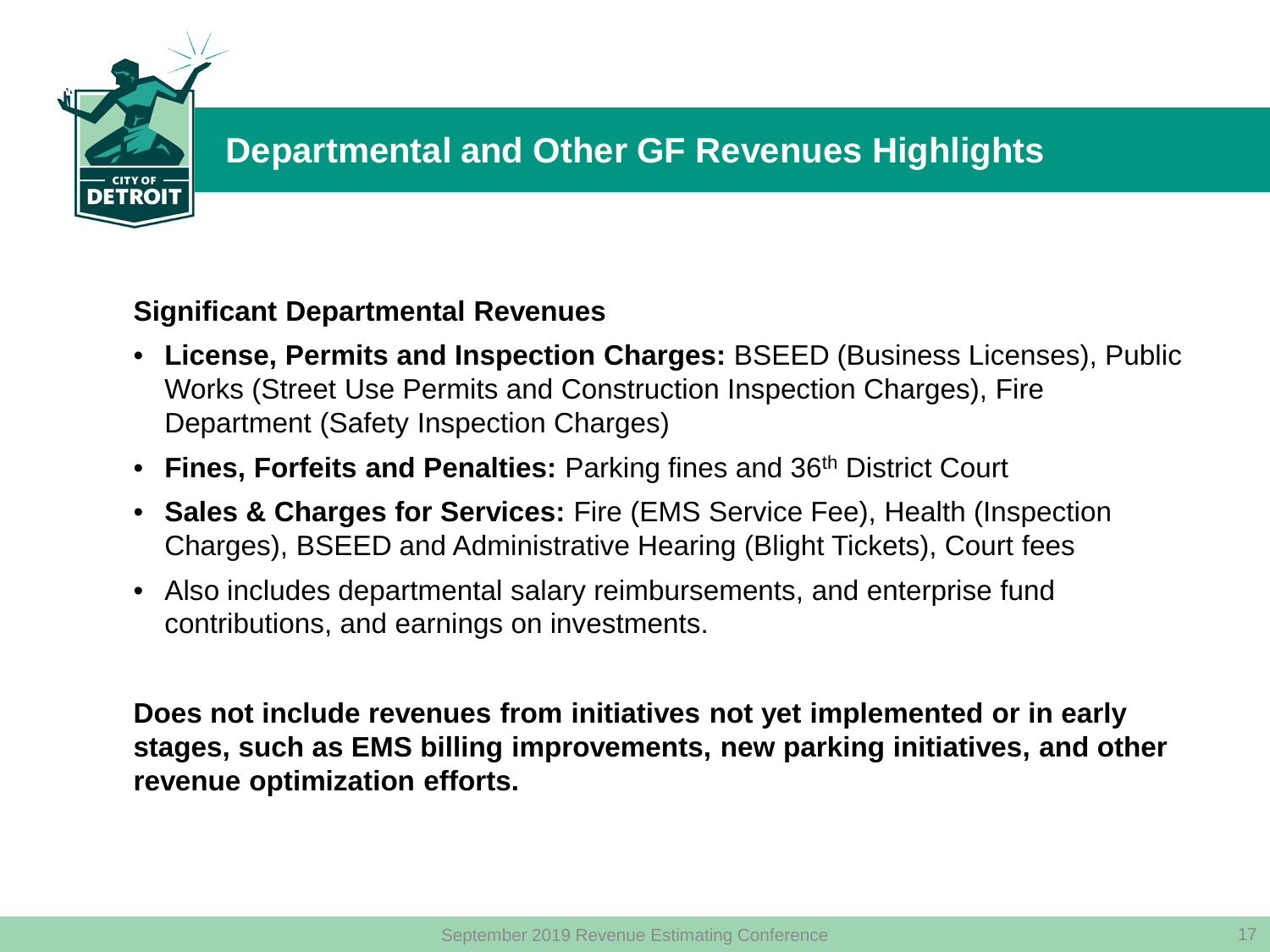# Departmental and Other GF Revenues Highlights

**Significant Departmental Revenues**

- **License, Permits and Inspection Charges:** BSEED (Business Licenses), Public Works (Street Use Permits and Construction Inspection Charges), Fire Department (Safety Inspection Charges)
- **Fines, Forfeits and Penalties:** Parking fines and 36th District Court
- **Sales & Charges for Services:** Fire (EMS Service Fee), Health (Inspection Charges), BSEED and Administrative Hearing (Blight Tickets), Court fees
- Also includes departmental salary reimbursements, and enterprise fund contributions, and earnings on investments.

**Does not include revenues from initiatives not yet implemented or in early stages, such as EMS billing improvements, new parking initiatives, and other revenue optimization efforts.**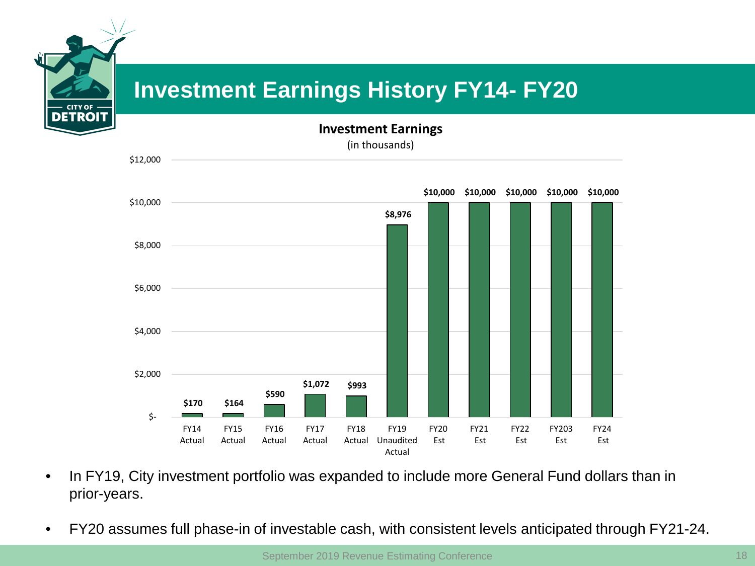# Investment Earnings History FY14- FY20

**Investment Earnings**

(in thousands)

| | FY14 Actual | FY15 Actual | FY16 Actual | FY17 Actual | FY18 Actual | FY19 Unaudited Actual | FY20 Est | FY21 Est | FY22 Est | FY203 Est | FY24 Est |
|---|---|---|---|---|---|---|---|---|---|---|---|
| Investment Earnings | $170 | $164 | $590 | $1,072 | $993 | $8,976 | $10,000 | $10,000 | $10,000 | $10,000 | $10,000 |

- In FY19, City investment portfolio was expanded to include more General Fund dollars than in prior-years.
- FY20 assumes full phase-in of investable cash, with consistent levels anticipated through FY21-24.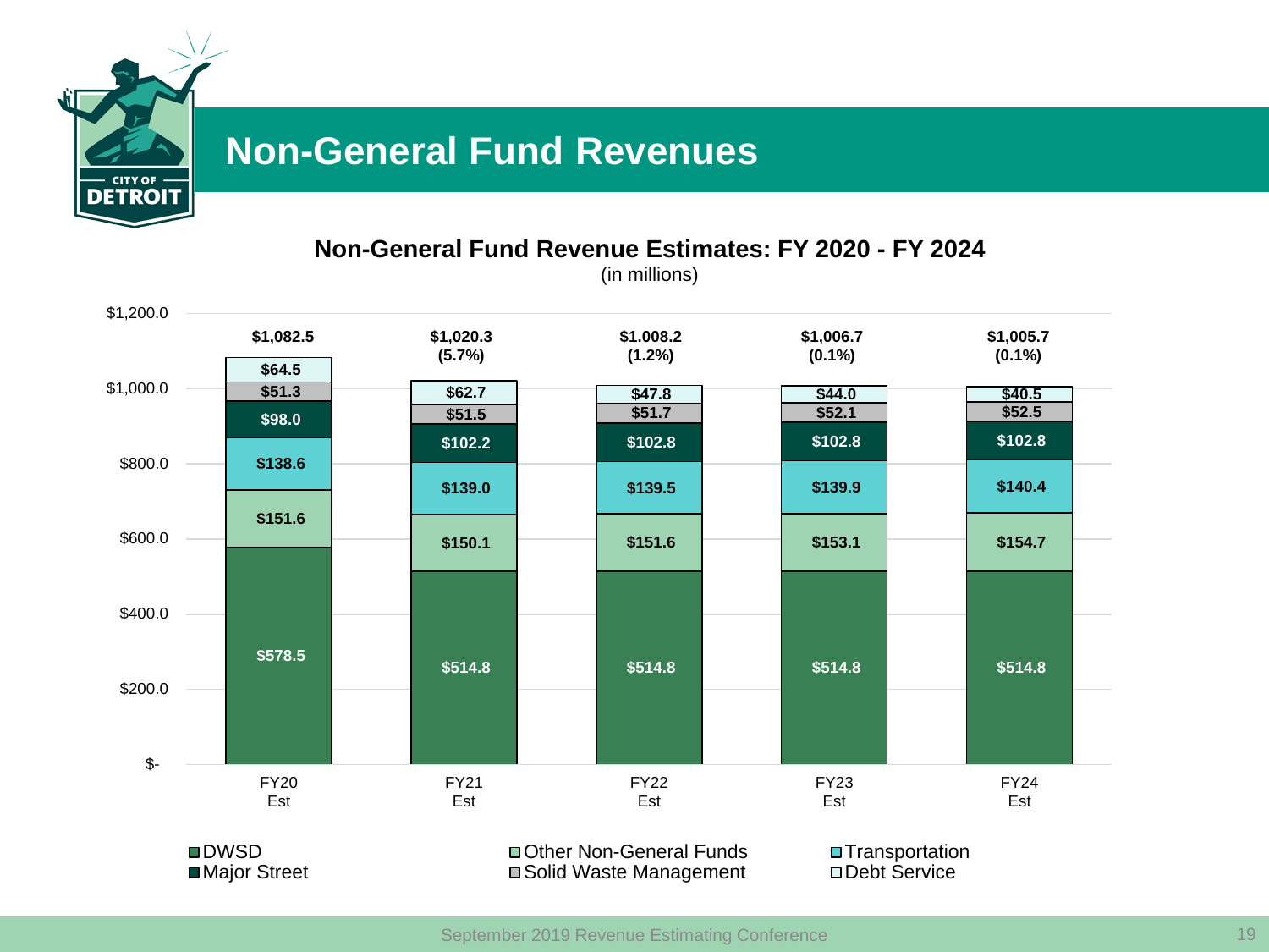# Non-General Fund Revenues

**Non-General Fund Revenue Estimates: FY 2020 - FY 2024**

(in millions)

| | FY20 Est | FY21 Est | FY22 Est | FY23 Est | FY24 Est |
|---|---|---|---|---|---|
| DWSD | $578.5 | $514.8 | $514.8 | $514.8 | $514.8 |
| Other Non-General Funds | $151.6 | $150.1 | $151.6 | $153.1 | $154.7 |
| Transportation | $138.6 | $139.0 | $139.5 | $139.9 | $140.4 |
| Major Street | $98.0 | $102.2 | $102.8 | $102.8 | $102.8 |
| Solid Waste Management | $51.3 | $51.5 | $51.7 | $52.1 | $52.5 |
| Debt Service | $64.5 | $62.7 | $47.8 | $44.0 | $40.5 |
| Total | $1,082.5 | $1,020.3 (5.7%) | $1.008.2 (1.2%) | $1,006.7 (0.1%) | $1,005.7 (0.1%) |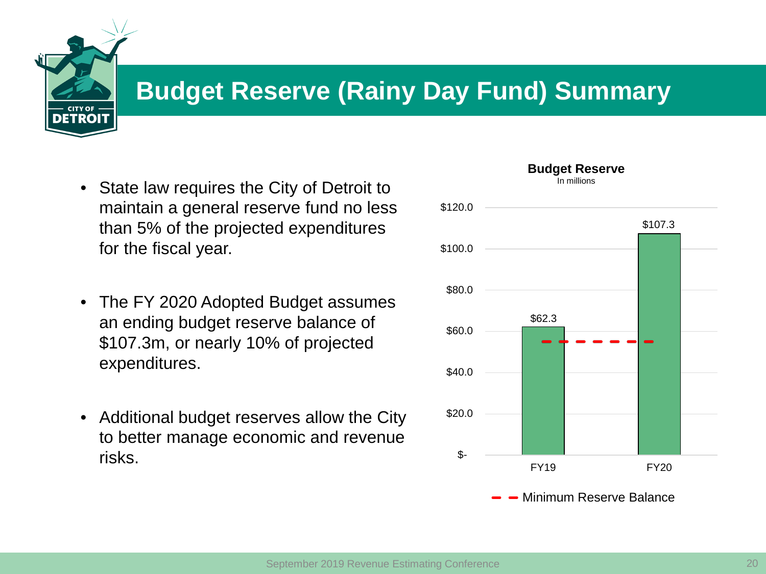# Budget Reserve (Rainy Day Fund) Summary

- State law requires the City of Detroit to maintain a general reserve fund no less than 5% of the projected expenditures for the fiscal year.
- The FY 2020 Adopted Budget assumes an ending budget reserve balance of $107.3m, or nearly 10% of projected expenditures.
- Additional budget reserves allow the City to better manage economic and revenue risks.

**Budget Reserve**
In millions

| | FY19 | FY20 |
|---|---|---|
| Budget Reserve | $62.3 | $107.3 |

Minimum Reserve Balance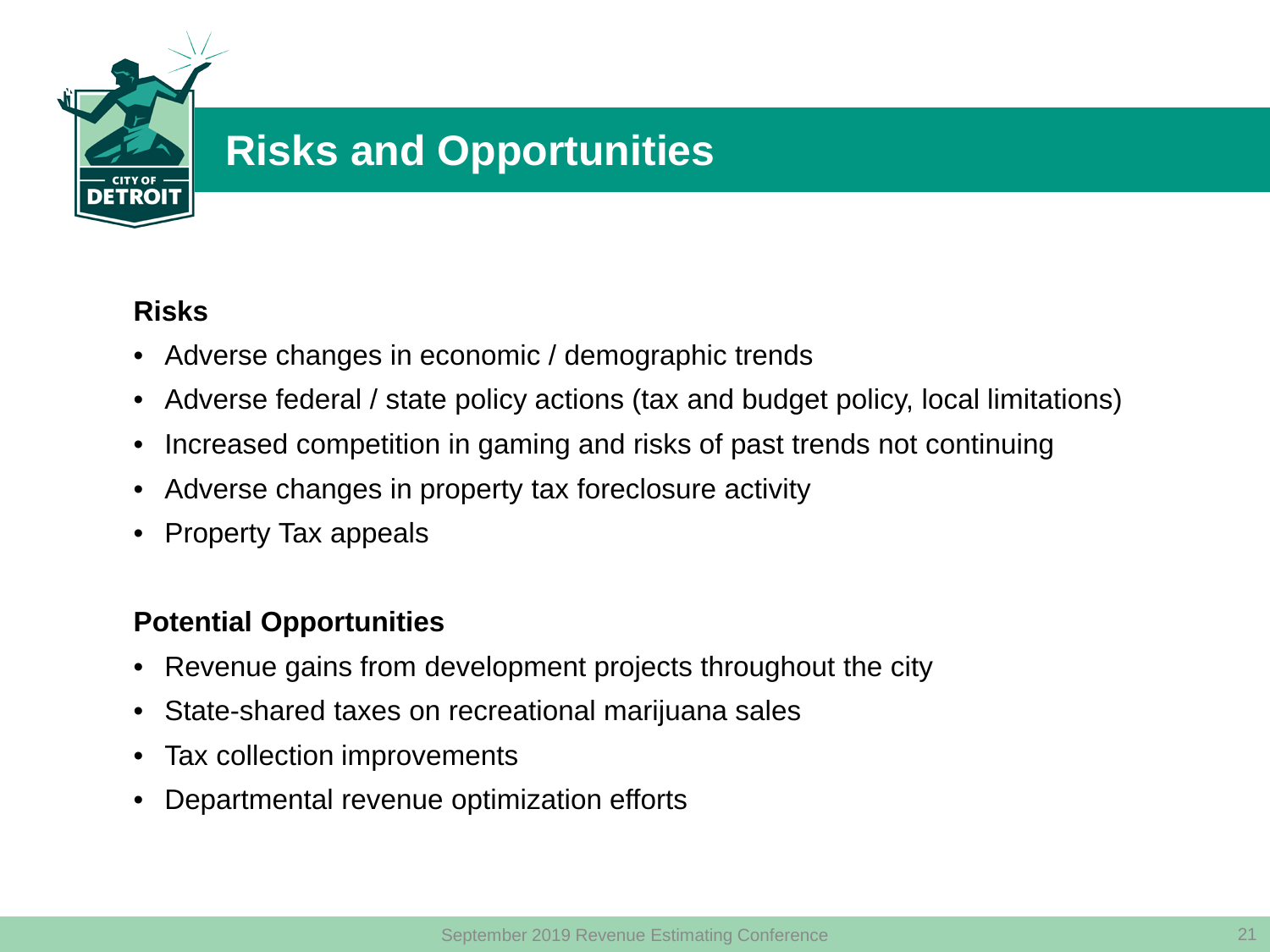# Risks and Opportunities

**Risks**

- Adverse changes in economic / demographic trends
- Adverse federal / state policy actions (tax and budget policy, local limitations)
- Increased competition in gaming and risks of past trends not continuing
- Adverse changes in property tax foreclosure activity
- Property Tax appeals

**Potential Opportunities**

- Revenue gains from development projects throughout the city
- State-shared taxes on recreational marijuana sales
- Tax collection improvements
- Departmental revenue optimization efforts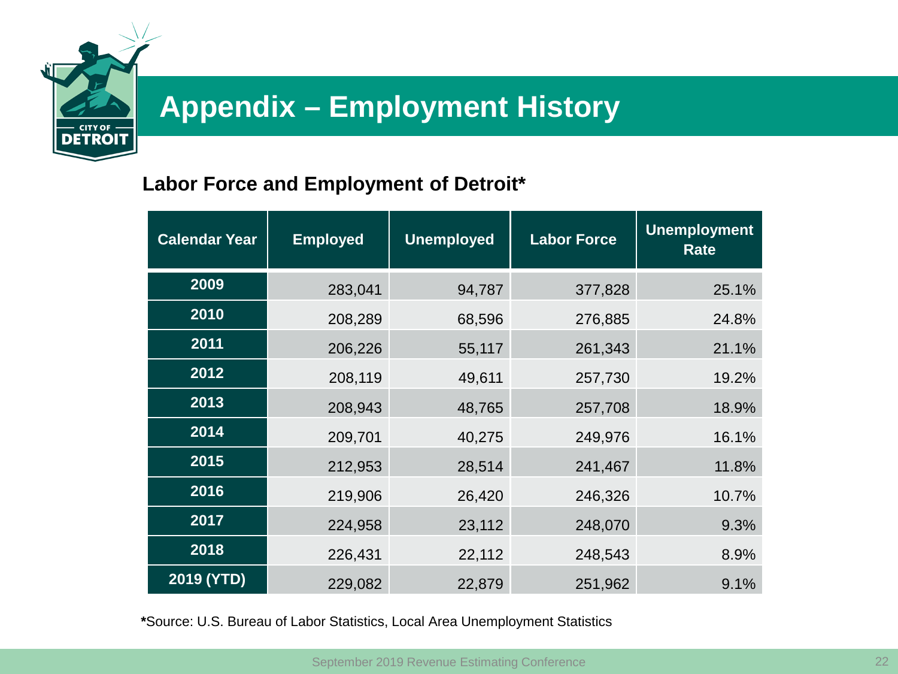# Appendix – Employment History

### Labor Force and Employment of Detroit*

| Calendar Year | Employed | Unemployed | Labor Force | Unemployment Rate |
|---|---|---|---|---|
| 2009 | 283,041 | 94,787 | 377,828 | 25.1% |
| 2010 | 208,289 | 68,596 | 276,885 | 24.8% |
| 2011 | 206,226 | 55,117 | 261,343 | 21.1% |
| 2012 | 208,119 | 49,611 | 257,730 | 19.2% |
| 2013 | 208,943 | 48,765 | 257,708 | 18.9% |
| 2014 | 209,701 | 40,275 | 249,976 | 16.1% |
| 2015 | 212,953 | 28,514 | 241,467 | 11.8% |
| 2016 | 219,906 | 26,420 | 246,326 | 10.7% |
| 2017 | 224,958 | 23,112 | 248,070 | 9.3% |
| 2018 | 226,431 | 22,112 | 248,543 | 8.9% |
| 2019 (YTD) | 229,082 | 22,879 | 251,962 | 9.1% |

**\***Source: U.S. Bureau of Labor Statistics, Local Area Unemployment Statistics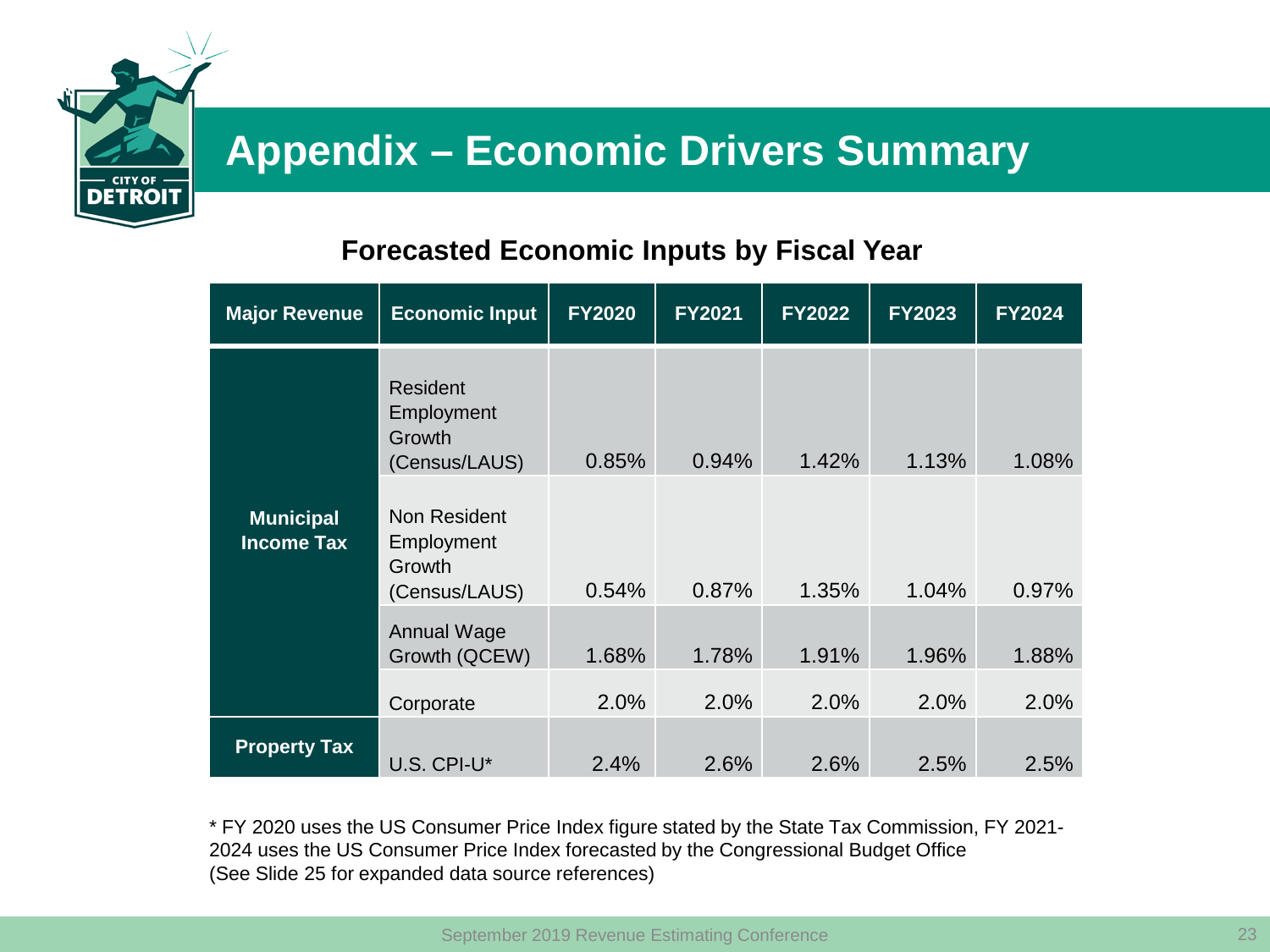# Appendix – Economic Drivers Summary

## Forecasted Economic Inputs by Fiscal Year

| Major Revenue | Economic Input | FY2020 | FY2021 | FY2022 | FY2023 | FY2024 |
|---|---|---|---|---|---|---|
| Municipal Income Tax | Resident Employment Growth (Census/LAUS) | 0.85% | 0.94% | 1.42% | 1.13% | 1.08% |
| | Non Resident Employment Growth (Census/LAUS) | 0.54% | 0.87% | 1.35% | 1.04% | 0.97% |
| | Annual Wage Growth (QCEW) | 1.68% | 1.78% | 1.91% | 1.96% | 1.88% |
| | Corporate | 2.0% | 2.0% | 2.0% | 2.0% | 2.0% |
| Property Tax | U.S. CPI-U* | 2.4% | 2.6% | 2.6% | 2.5% | 2.5% |

* FY 2020 uses the US Consumer Price Index figure stated by the State Tax Commission, FY 2021-2024 uses the US Consumer Price Index forecasted by the Congressional Budget Office
(See Slide 25 for expanded data source references)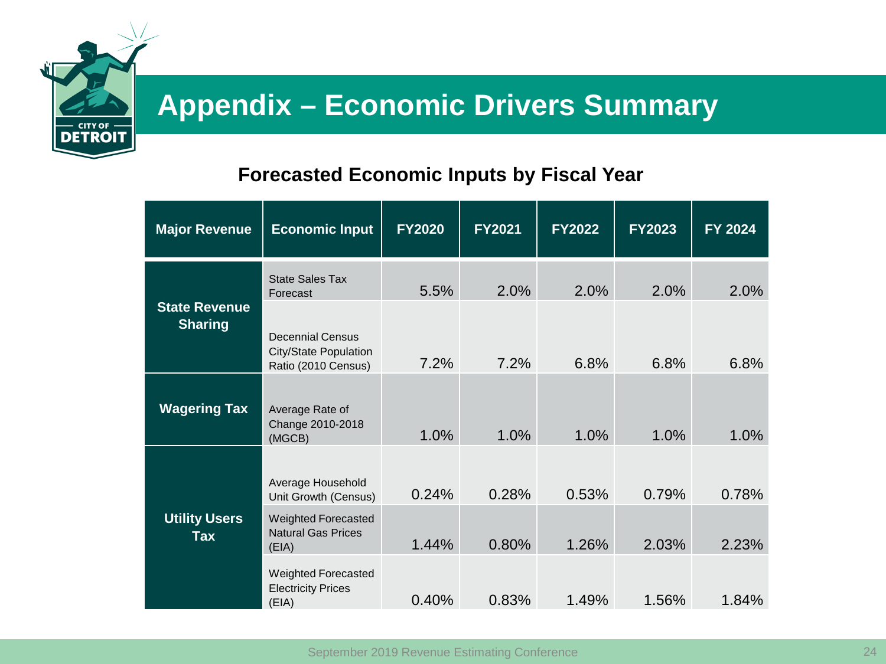# Appendix – Economic Drivers Summary

## Forecasted Economic Inputs by Fiscal Year

| Major Revenue | Economic Input | FY2020 | FY2021 | FY2022 | FY2023 | FY 2024 |
|---|---|---|---|---|---|---|
| State Revenue Sharing | State Sales Tax Forecast | 5.5% | 2.0% | 2.0% | 2.0% | 2.0% |
| | Decennial Census City/State Population Ratio (2010 Census) | 7.2% | 7.2% | 6.8% | 6.8% | 6.8% |
| Wagering Tax | Average Rate of Change 2010-2018 (MGCB) | 1.0% | 1.0% | 1.0% | 1.0% | 1.0% |
| Utility Users Tax | Average Household Unit Growth (Census) | 0.24% | 0.28% | 0.53% | 0.79% | 0.78% |
| | Weighted Forecasted Natural Gas Prices (EIA) | 1.44% | 0.80% | 1.26% | 2.03% | 2.23% |
| | Weighted Forecasted Electricity Prices (EIA) | 0.40% | 0.83% | 1.49% | 1.56% | 1.84% |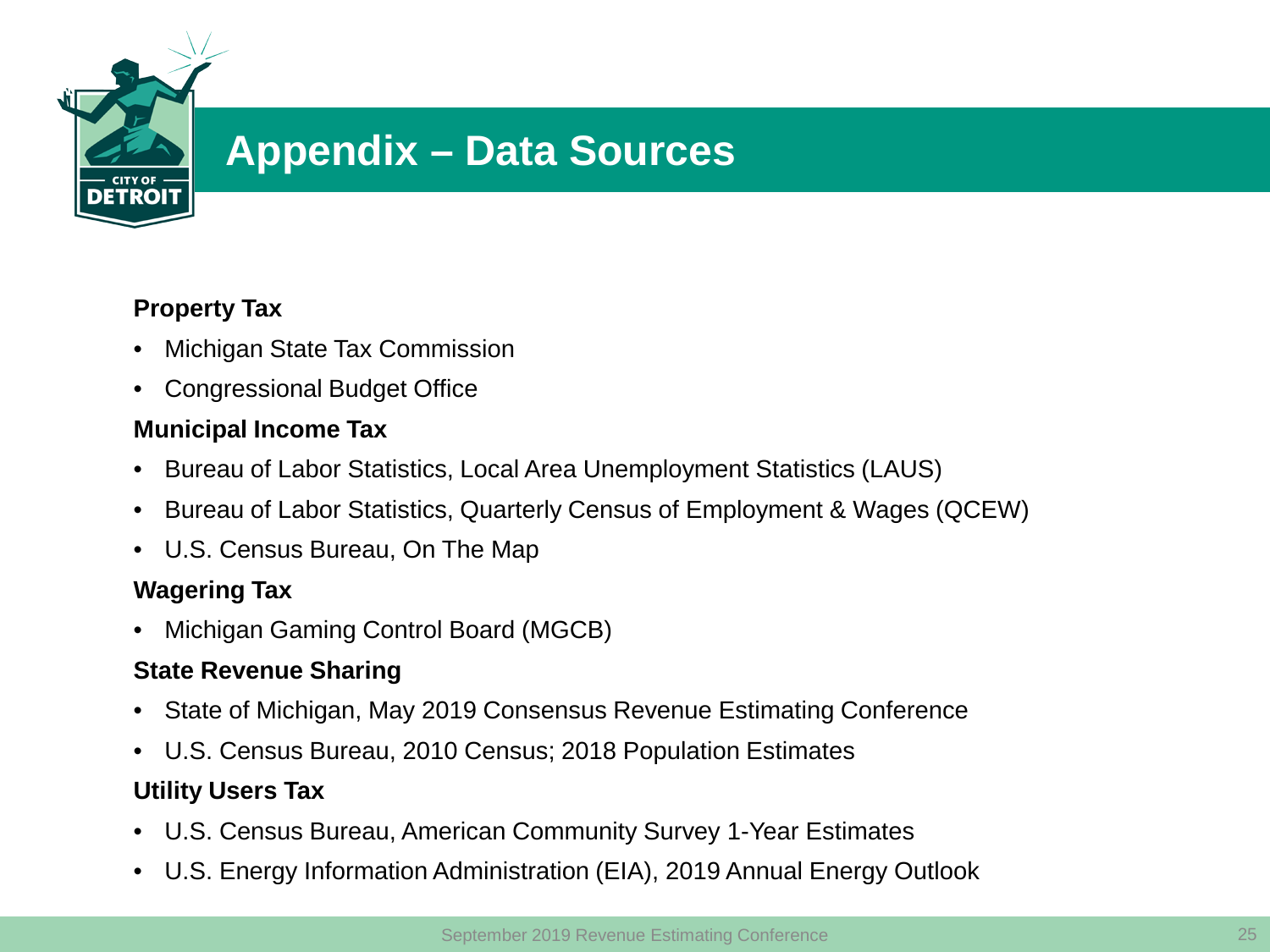# Appendix – Data Sources

**Property Tax**

- Michigan State Tax Commission
- Congressional Budget Office

**Municipal Income Tax**

- Bureau of Labor Statistics, Local Area Unemployment Statistics (LAUS)
- Bureau of Labor Statistics, Quarterly Census of Employment & Wages (QCEW)
- U.S. Census Bureau, On The Map

**Wagering Tax**

- Michigan Gaming Control Board (MGCB)

**State Revenue Sharing**

- State of Michigan, May 2019 Consensus Revenue Estimating Conference
- U.S. Census Bureau, 2010 Census; 2018 Population Estimates

**Utility Users Tax**

- U.S. Census Bureau, American Community Survey 1-Year Estimates
- U.S. Energy Information Administration (EIA), 2019 Annual Energy Outlook